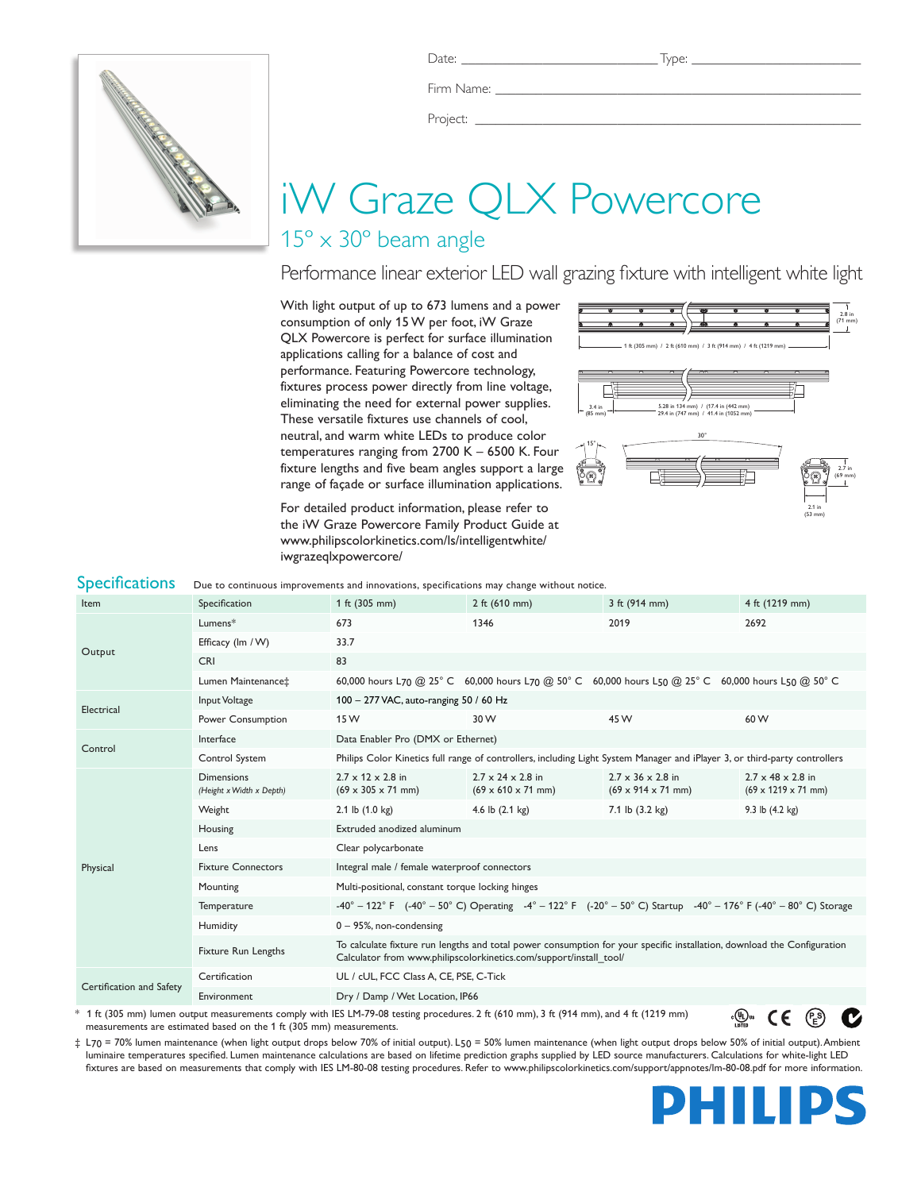Date: ______________________ Type: ______________________

Firm Name: ______________________

Project: ______________________

# iW Graze QLX Powercore

## 15° x 30° beam angle

### Performance linear exterior LED wall grazing fixture with intelligent white light

With light output of up to 673 lumens and a power consumption of only 15 W per foot, iW Graze QLX Powercore is perfect for surface illumination applications calling for a balance of cost and performance. Featuring Powercore technology, fixtures process power directly from line voltage, eliminating the need for external power supplies. These versatile fixtures use channels of cool, neutral, and warm white LEDs to produce color temperatures ranging from 2700 K – 6500 K. Four fixture lengths and five beam angles support a large range of façade or surface illumination applications.

For detailed product information, please refer to the iW Graze Powercore Family Product Guide at www.philipscolorkinetics.com/ls/intelligentwhite/iwgrazeqlxpowercore/

2.8 in (71 mm)

1 ft (305 mm) / 2 ft (610 mm) / 3 ft (914 mm) / 4 ft (1219 mm)

3.4 in (85 mm)

5.28 in 134 mm) / (17.4 in (442 mm)
29.4 in (747 mm) / 41.4 in (1052 mm)

15°

30°

2.7 in (69 mm)

2.1 in (53 mm)

## Specifications

Due to continuous improvements and innovations, specifications may change without notice.

| Item | Specification | 1 ft (305 mm) | 2 ft (610 mm) | 3 ft (914 mm) | 4 ft (1219 mm) |
|---|---|---|---|---|---|
| Output | Lumens* | 673 | 1346 | 2019 | 2692 |
| | Efficacy (lm / W) | 33.7 | | | |
| | CRI | 83 | | | |
| | Lumen Maintenance‡ | 60,000 hours $L_{70}$ @ 25° C | 60,000 hours $L_{70}$ @ 50° C | 60,000 hours $L_{50}$ @ 25° C | 60,000 hours $L_{50}$ @ 50° C |
| Electrical | Input Voltage | 100 – 277 VAC, auto-ranging 50 / 60 Hz | | | |
| | Power Consumption | 15 W | 30 W | 45 W | 60 W |
| Control | Interface | Data Enabler Pro (DMX or Ethernet) | | | |
| | Control System | Philips Color Kinetics full range of controllers, including Light System Manager and iPlayer 3, or third-party controllers | | | |
| Physical | Dimensions *(Height x Width x Depth)* | 2.7 x 12 x 2.8 in (69 x 305 x 71 mm) | 2.7 x 24 x 2.8 in (69 x 610 x 71 mm) | 2.7 x 36 x 2.8 in (69 x 914 x 71 mm) | 2.7 x 48 x 2.8 in (69 x 1219 x 71 mm) |
| | Weight | 2.1 lb (1.0 kg) | 4.6 lb (2.1 kg) | 7.1 lb (3.2 kg) | 9.3 lb (4.2 kg) |
| | Housing | Extruded anodized aluminum | | | |
| | Lens | Clear polycarbonate | | | |
| | Fixture Connectors | Integral male / female waterproof connectors | | | |
| | Mounting | Multi-positional, constant torque locking hinges | | | |
| | Temperature | -40° – 122° F (-40° – 50° C) Operating -4° – 122° F (-20° – 50° C) Startup -40° – 176° F (-40° – 80° C) Storage | | | |
| | Humidity | 0 – 95%, non-condensing | | | |
| | Fixture Run Lengths | To calculate fixture run lengths and total power consumption for your specific installation, download the Configuration Calculator from www.philipscolorkinetics.com/support/install_tool/ | | | |
| Certification and Safety | Certification | UL / cUL, FCC Class A, CE, PSE, C-Tick | | | |
| | Environment | Dry / Damp / Wet Location, IP66 | | | |

\* 1 ft (305 mm) lumen output measurements comply with IES LM-79-08 testing procedures. 2 ft (610 mm), 3 ft (914 mm), and 4 ft (1219 mm) measurements are estimated based on the 1 ft (305 mm) measurements.

‡ $L_{70}$ = 70% lumen maintenance (when light output drops below 70% of initial output). $L_{50}$ = 50% lumen maintenance (when light output drops below 50% of initial output). Ambient luminaire temperatures specified. Lumen maintenance calculations are based on lifetime prediction graphs supplied by LED source manufacturers. Calculations for white-light LED fixtures are based on measurements that comply with IES LM-80-08 testing procedures. Refer to www.philipscolorkinetics.com/support/appnotes/lm-80-08.pdf for more information.

PHILIPS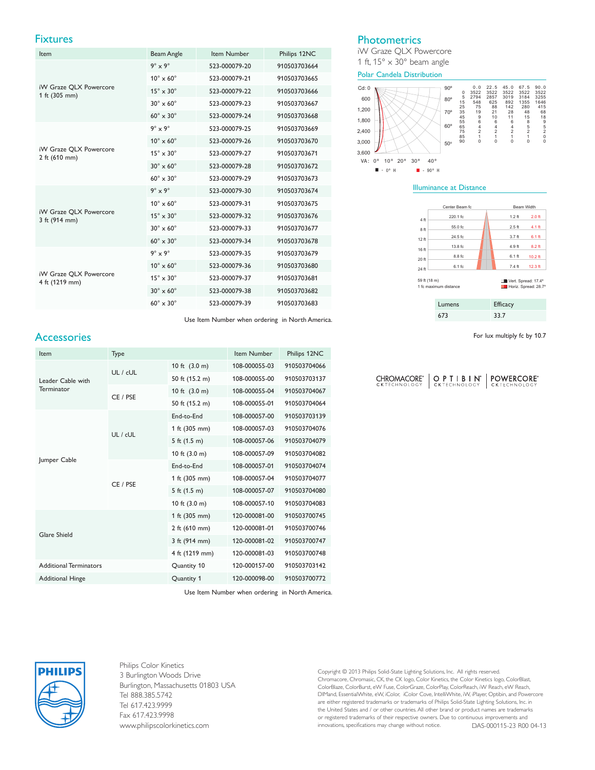## Fixtures

| Item | Beam Angle | Item Number | Philips 12NC |
|---|---|---|---|
| iW Graze QLX Powercore 1 ft (305 mm) | 9° x 9° | 523-000079-20 | 910503703664 |
| | 10° x 60° | 523-000079-21 | 910503703665 |
| | 15° x 30° | 523-000079-22 | 910503703666 |
| | 30° x 60° | 523-000079-23 | 910503703667 |
| | 60° x 30° | 523-000079-24 | 910503703668 |
| iW Graze QLX Powercore 2 ft (610 mm) | 9° x 9° | 523-000079-25 | 910503703669 |
| | 10° x 60° | 523-000079-26 | 910503703670 |
| | 15° x 30° | 523-000079-27 | 910503703671 |
| | 30° x 60° | 523-000079-28 | 910503703672 |
| | 60° x 30° | 523-000079-29 | 910503703673 |
| iW Graze QLX Powercore 3 ft (914 mm) | 9° x 9° | 523-000079-30 | 910503703674 |
| | 10° x 60° | 523-000079-31 | 910503703675 |
| | 15° x 30° | 523-000079-32 | 910503703676 |
| | 30° x 60° | 523-000079-33 | 910503703677 |
| | 60° x 30° | 523-000079-34 | 910503703678 |
| iW Graze QLX Powercore 4 ft (1219 mm) | 9° x 9° | 523-000079-35 | 910503703679 |
| | 10° x 60° | 523-000079-36 | 910503703680 |
| | 15° x 30° | 523-000079-37 | 910503703681 |
| | 30° x 60° | 523-000079-38 | 910503703682 |
| | 60° x 30° | 523-000079-39 | 910503703683 |

Use Item Number when ordering in North America.

## Accessories

| Item | Type | | Item Number | Philips 12NC |
|---|---|---|---|---|
| Leader Cable with Terminator | UL / cUL | 10 ft (3.0 m) | 108-000055-03 | 910503704066 |
| | | 50 ft (15.2 m) | 108-000055-00 | 910503703137 |
| | CE / PSE | 10 ft (3.0 m) | 108-000055-04 | 910503704067 |
| | | 50 ft (15.2 m) | 108-000055-01 | 910503704064 |
| Jumper Cable | UL / cUL | End-to-End | 108-000057-00 | 910503703139 |
| | | 1 ft (305 mm) | 108-000057-03 | 910503704076 |
| | | 5 ft (1.5 m) | 108-000057-06 | 910503704079 |
| | | 10 ft (3.0 m) | 108-000057-09 | 910503704082 |
| | CE / PSE | End-to-End | 108-000057-01 | 910503704074 |
| | | 1 ft (305 mm) | 108-000057-04 | 910503704077 |
| | | 5 ft (1.5 m) | 108-000057-07 | 910503704080 |
| | | 10 ft (3.0 m) | 108-000057-10 | 910503704083 |
| Glare Shield | | 1 ft (305 mm) | 120-000081-00 | 910503700745 |
| | | 2 ft (610 mm) | 120-000081-01 | 910503700746 |
| | | 3 ft (914 mm) | 120-000081-02 | 910503700747 |
| | | 4 ft (1219 mm) | 120-000081-03 | 910503700748 |
| Additional Terminators | | Quantity 10 | 120-000157-00 | 910503703142 |
| Additional Hinge | | Quantity 1 | 120-000098-00 | 910503700772 |

Use Item Number when ordering in North America.

## Photometrics

iW Graze QLX Powercore
1 ft, 15° x 30° beam angle

### Polar Candela Distribution

Cd: 0
600
1,200
1,800
2,400
3,000
3,600
90°
80°
70°
60°
50°
VA: 0° 10° 20° 30° 40°
■ - 0° H ■ - 90° H

| | 0.0 | 22.5 | 45.0 | 67.5 | 90.0 |
|---|---|---|---|---|---|
| 0 | 3522 | 3522 | 3522 | 3522 | 3522 |
| 5 | 2794 | 2857 | 3019 | 3184 | 3255 |
| 15 | 548 | 625 | 892 | 1355 | 1646 |
| 25 | 75 | 88 | 142 | 280 | 415 |
| 35 | 19 | 21 | 28 | 48 | 68 |
| 45 | 9 | 10 | 11 | 15 | 18 |
| 55 | 6 | 6 | 6 | 8 | 9 |
| 65 | 4 | 4 | 4 | 5 | 5 |
| 75 | 2 | 2 | 2 | 2 | 2 |
| 85 | 1 | 1 | 1 | 1 | 0 |
| 90 | 0 | 0 | 0 | 0 | 0 |

### Illuminance at Distance

Center Beam fc
Beam Width
4 ft 220.1 fc 1.2 ft 2.0 ft
8 ft 55.0 fc 2.5 ft 4.1 ft
12 ft 24.5 fc 3.7 ft 6.1 ft
16 ft 13.8 fc 4.9 ft 8.2 ft
20 ft 8.8 fc 6.1 ft 10.2 ft
24 ft 6.1 fc 7.4 ft 12.3 ft
59 ft (18 m)
1 fc maximum distance
Vert. Spread: 17.4°
Horiz. Spread: 28.7°

| Lumens | Efficacy |
|---|---|
| 673 | 33.7 |

For lux multiply fc by 10.7

CHROMACORE® CK TECHNOLOGY | OPTIBIN® CK TECHNOLOGY | POWERCORE® CK TECHNOLOGY

Philips Color Kinetics
3 Burlington Woods Drive
Burlington, Massachusetts 01803 USA
Tel 888.385.5742
Tel 617.423.9999
Fax 617.423.9998
www.philipscolorkinetics.com

Copyright © 2013 Philips Solid-State Lighting Solutions, Inc. All rights reserved. Chromacore, Chromasic, CK, the CK logo, Color Kinetics, the Color Kinetics logo, ColorBlast, ColorBlaze, ColorBurst, eW Fuse, ColorGraze, ColorPlay, ColorReach, iW Reach, eW Reach, DIMand, EssentialWhite, eW, iColor, iColor Cove, IntelliWhite, iW, iPlayer, Optibin, and Powercore are either registered trademarks or trademarks of Philips Solid-State Lighting Solutions, Inc. in the United States and / or other countries. All other brand or product names are trademarks or registered trademarks of their respective owners. Due to continuous improvements and innovations, specifications may change without notice.

DAS-000115-23 R00 04-13